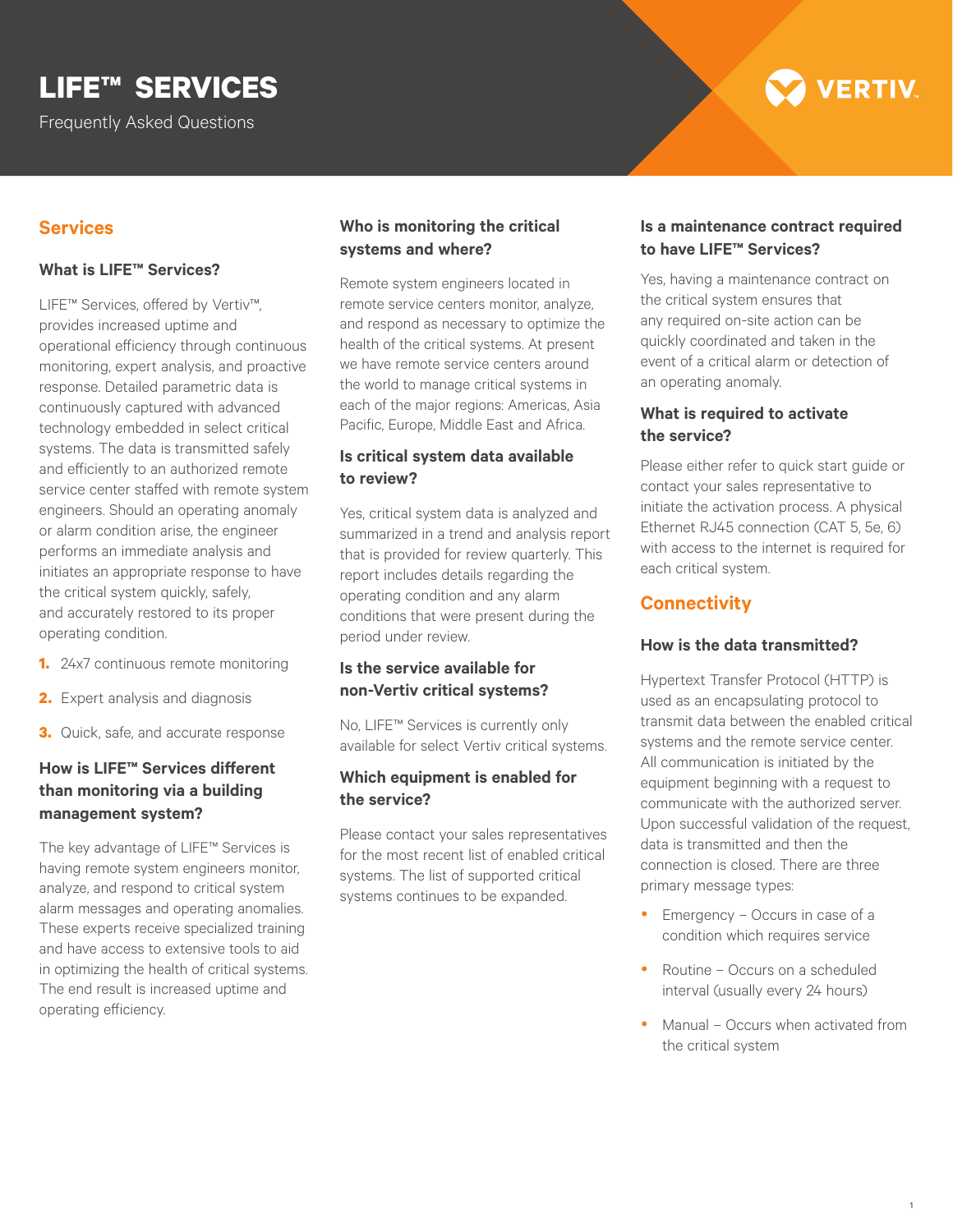# LIFE™ SERVICES

Frequently Asked Questions

## Services

### What is LIFE™ Services?

LIFE™ Services, offered by Vertiv™, provides increased uptime and operational efficiency through continuous monitoring, expert analysis, and proactive response. Detailed parametric data is continuously captured with advanced technology embedded in select critical systems. The data is transmitted safely and efficiently to an authorized remote service center staffed with remote system engineers. Should an operating anomaly or alarm condition arise, the engineer performs an immediate analysis and initiates an appropriate response to have the critical system quickly, safely, and accurately restored to its proper operating condition.

1. 24x7 continuous remote monitoring
2. Expert analysis and diagnosis
3. Quick, safe, and accurate response

### How is LIFE™ Services different than monitoring via a building management system?

The key advantage of LIFE™ Services is having remote system engineers monitor, analyze, and respond to critical system alarm messages and operating anomalies. These experts receive specialized training and have access to extensive tools to aid in optimizing the health of critical systems. The end result is increased uptime and operating efficiency.

### Who is monitoring the critical systems and where?

Remote system engineers located in remote service centers monitor, analyze, and respond as necessary to optimize the health of the critical systems. At present we have remote service centers around the world to manage critical systems in each of the major regions: Americas, Asia Pacific, Europe, Middle East and Africa.

### Is critical system data available to review?

Yes, critical system data is analyzed and summarized in a trend and analysis report that is provided for review quarterly. This report includes details regarding the operating condition and any alarm conditions that were present during the period under review.

### Is the service available for non-Vertiv critical systems?

No, LIFE™ Services is currently only available for select Vertiv critical systems.

### Which equipment is enabled for the service?

Please contact your sales representatives for the most recent list of enabled critical systems. The list of supported critical systems continues to be expanded.

### Is a maintenance contract required to have LIFE™ Services?

Yes, having a maintenance contract on the critical system ensures that any required on-site action can be quickly coordinated and taken in the event of a critical alarm or detection of an operating anomaly.

### What is required to activate the service?

Please either refer to quick start guide or contact your sales representative to initiate the activation process. A physical Ethernet RJ45 connection (CAT 5, 5e, 6) with access to the internet is required for each critical system.

## Connectivity

### How is the data transmitted?

Hypertext Transfer Protocol (HTTP) is used as an encapsulating protocol to transmit data between the enabled critical systems and the remote service center. All communication is initiated by the equipment beginning with a request to communicate with the authorized server. Upon successful validation of the request, data is transmitted and then the connection is closed. There are three primary message types:

- Emergency – Occurs in case of a condition which requires service
- Routine – Occurs on a scheduled interval (usually every 24 hours)
- Manual – Occurs when activated from the critical system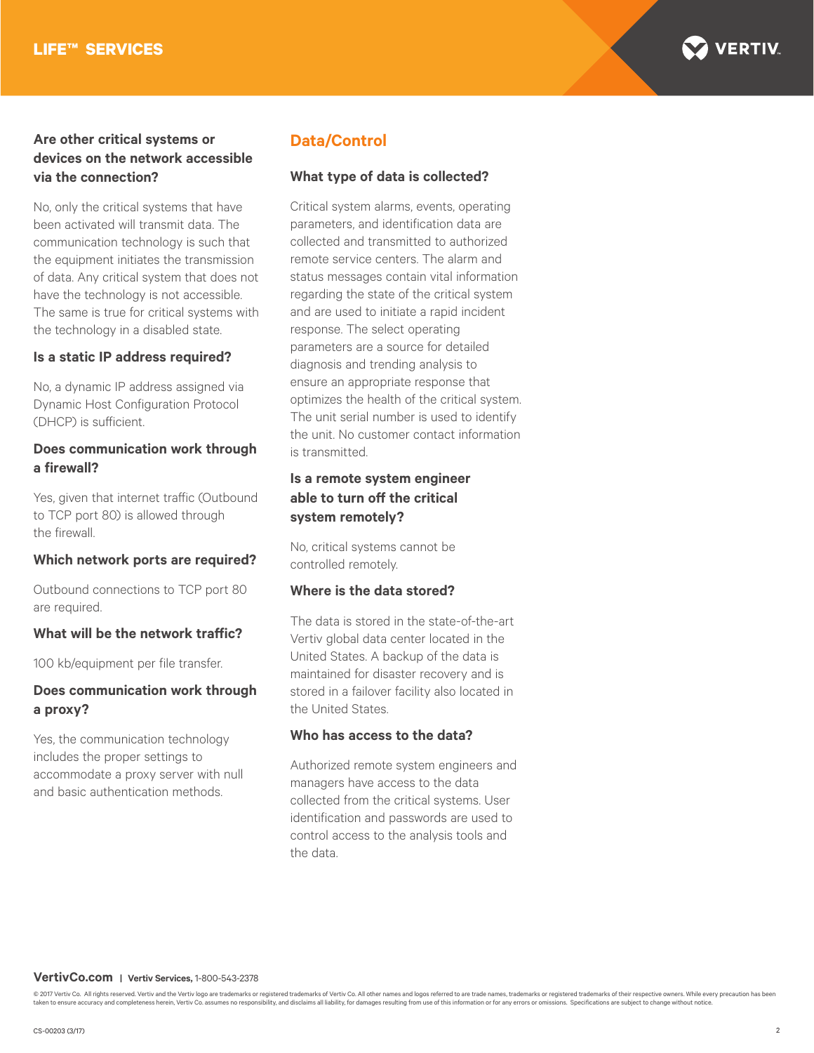### Are other critical systems or devices on the network accessible via the connection?

No, only the critical systems that have been activated will transmit data. The communication technology is such that the equipment initiates the transmission of data. Any critical system that does not have the technology is not accessible. The same is true for critical systems with the technology in a disabled state.

### Is a static IP address required?

No, a dynamic IP address assigned via Dynamic Host Configuration Protocol (DHCP) is sufficient.

### Does communication work through a firewall?

Yes, given that internet traffic (Outbound to TCP port 80) is allowed through the firewall.

### Which network ports are required?

Outbound connections to TCP port 80 are required.

### What will be the network traffic?

100 kb/equipment per file transfer.

### Does communication work through a proxy?

Yes, the communication technology includes the proper settings to accommodate a proxy server with null and basic authentication methods.

## Data/Control

### What type of data is collected?

Critical system alarms, events, operating parameters, and identification data are collected and transmitted to authorized remote service centers. The alarm and status messages contain vital information regarding the state of the critical system and are used to initiate a rapid incident response. The select operating parameters are a source for detailed diagnosis and trending analysis to ensure an appropriate response that optimizes the health of the critical system. The unit serial number is used to identify the unit. No customer contact information is transmitted.

### Is a remote system engineer able to turn off the critical system remotely?

No, critical systems cannot be controlled remotely.

### Where is the data stored?

The data is stored in the state-of-the-art Vertiv global data center located in the United States. A backup of the data is maintained for disaster recovery and is stored in a failover facility also located in the United States.

### Who has access to the data?

Authorized remote system engineers and managers have access to the data collected from the critical systems. User identification and passwords are used to control access to the analysis tools and the data.

**VertivCo.com** | **Vertiv Services,** 1-800-543-2378

© 2017 Vertiv Co. All rights reserved. Vertiv and the Vertiv logo are trademarks or registered trademarks of Vertiv Co. All other names and logos referred to are trade names, trademarks or registered trademarks of their respective owners. While every precaution has been taken to ensure accuracy and completeness herein, Vertiv Co. assumes no responsibility, and disclaims all liability, for damages resulting from use of this information or for any errors or omissions. Specifications are subject to change without notice.

CS-00203 (3/17)